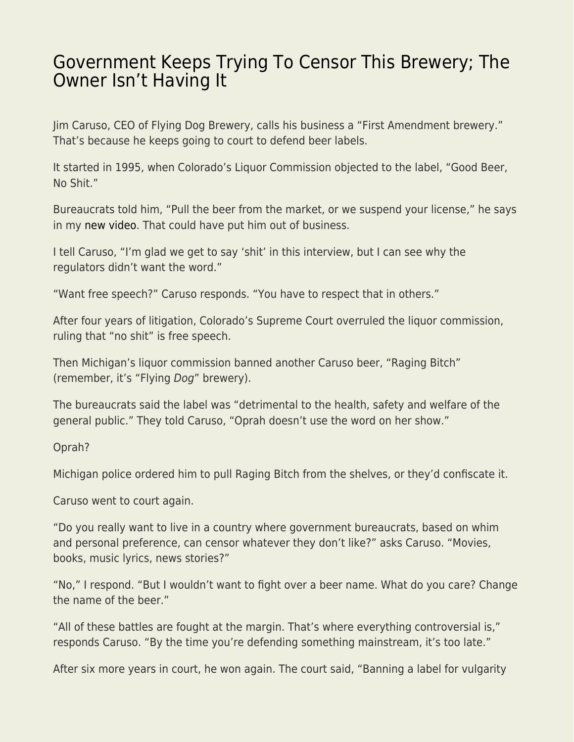# Government Keeps Trying To Censor This Brewery; The Owner Isn't Having It

Jim Caruso, CEO of Flying Dog Brewery, calls his business a "First Amendment brewery." That's because he keeps going to court to defend beer labels.

It started in 1995, when Colorado's Liquor Commission objected to the label, "Good Beer, No Shit."

Bureaucrats told him, "Pull the beer from the market, or we suspend your license," he says in my new video. That could have put him out of business.

I tell Caruso, "I'm glad we get to say 'shit' in this interview, but I can see why the regulators didn't want the word."

"Want free speech?" Caruso responds. "You have to respect that in others."

After four years of litigation, Colorado's Supreme Court overruled the liquor commission, ruling that "no shit" is free speech.

Then Michigan's liquor commission banned another Caruso beer, "Raging Bitch" (remember, it's "Flying *Dog*" brewery).

The bureaucrats said the label was "detrimental to the health, safety and welfare of the general public." They told Caruso, "Oprah doesn't use the word on her show."

Oprah?

Michigan police ordered him to pull Raging Bitch from the shelves, or they'd confiscate it.

Caruso went to court again.

"Do you really want to live in a country where government bureaucrats, based on whim and personal preference, can censor whatever they don't like?" asks Caruso. "Movies, books, music lyrics, news stories?"

"No," I respond. "But I wouldn't want to fight over a beer name. What do you care? Change the name of the beer."

"All of these battles are fought at the margin. That's where everything controversial is," responds Caruso. "By the time you're defending something mainstream, it's too late."

After six more years in court, he won again. The court said, "Banning a label for vulgarity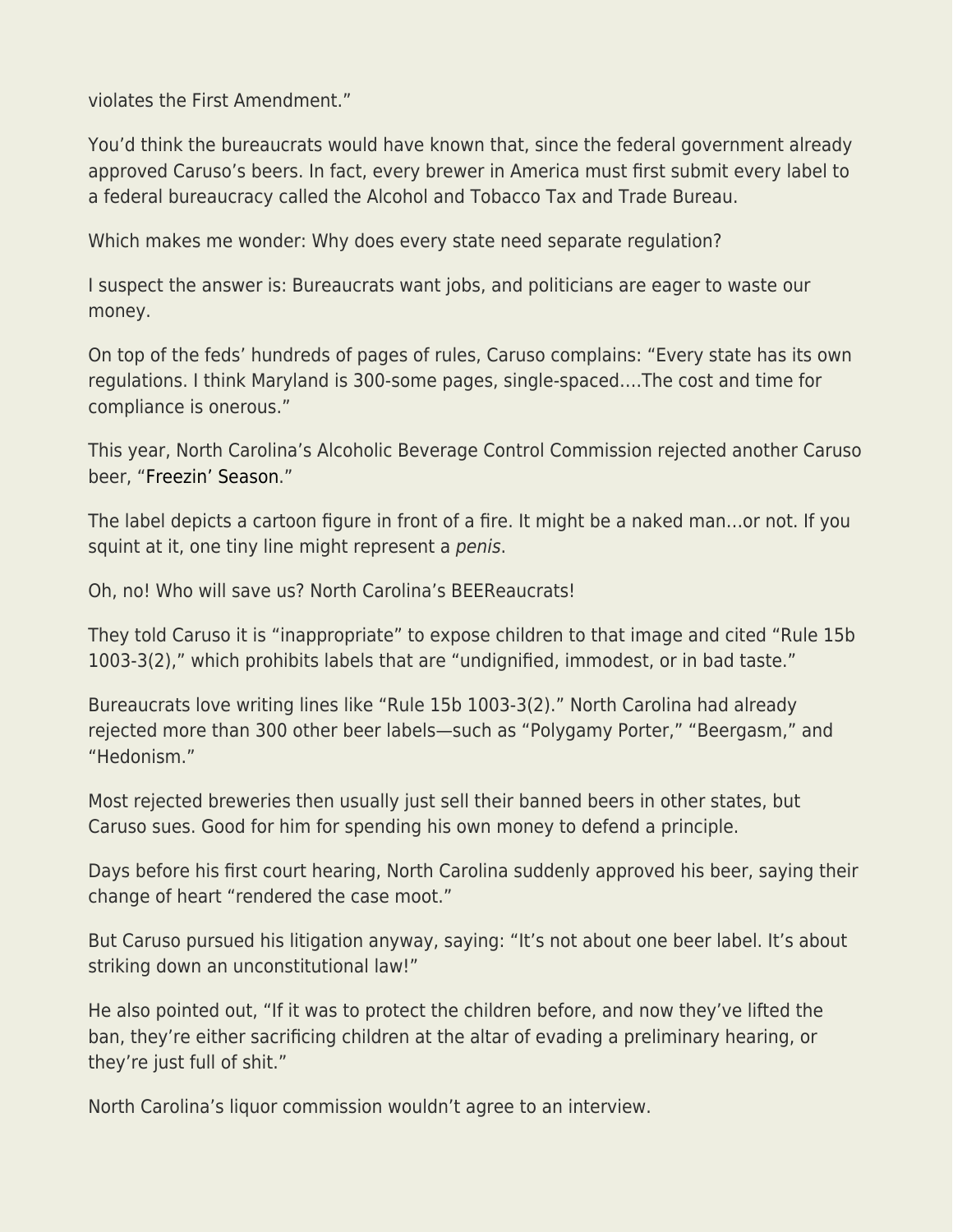violates the First Amendment."

You'd think the bureaucrats would have known that, since the federal government already approved Caruso's beers. In fact, every brewer in America must first submit every label to a federal bureaucracy called the Alcohol and Tobacco Tax and Trade Bureau.

Which makes me wonder: Why does every state need separate regulation?

I suspect the answer is: Bureaucrats want jobs, and politicians are eager to waste our money.

On top of the feds' hundreds of pages of rules, Caruso complains: "Every state has its own regulations. I think Maryland is 300-some pages, single-spaced….The cost and time for compliance is onerous."

This year, North Carolina's Alcoholic Beverage Control Commission rejected another Caruso beer, "Freezin' Season."

The label depicts a cartoon figure in front of a fire. It might be a naked man…or not. If you squint at it, one tiny line might represent a *penis*.

Oh, no! Who will save us? North Carolina's BEEReaucrats!

They told Caruso it is "inappropriate" to expose children to that image and cited "Rule 15b 1003-3(2)," which prohibits labels that are "undignified, immodest, or in bad taste."

Bureaucrats love writing lines like "Rule 15b 1003-3(2)." North Carolina had already rejected more than 300 other beer labels—such as "Polygamy Porter," "Beergasm," and "Hedonism."

Most rejected breweries then usually just sell their banned beers in other states, but Caruso sues. Good for him for spending his own money to defend a principle.

Days before his first court hearing, North Carolina suddenly approved his beer, saying their change of heart "rendered the case moot."

But Caruso pursued his litigation anyway, saying: "It's not about one beer label. It's about striking down an unconstitutional law!"

He also pointed out, "If it was to protect the children before, and now they've lifted the ban, they're either sacrificing children at the altar of evading a preliminary hearing, or they're just full of shit."

North Carolina's liquor commission wouldn't agree to an interview.